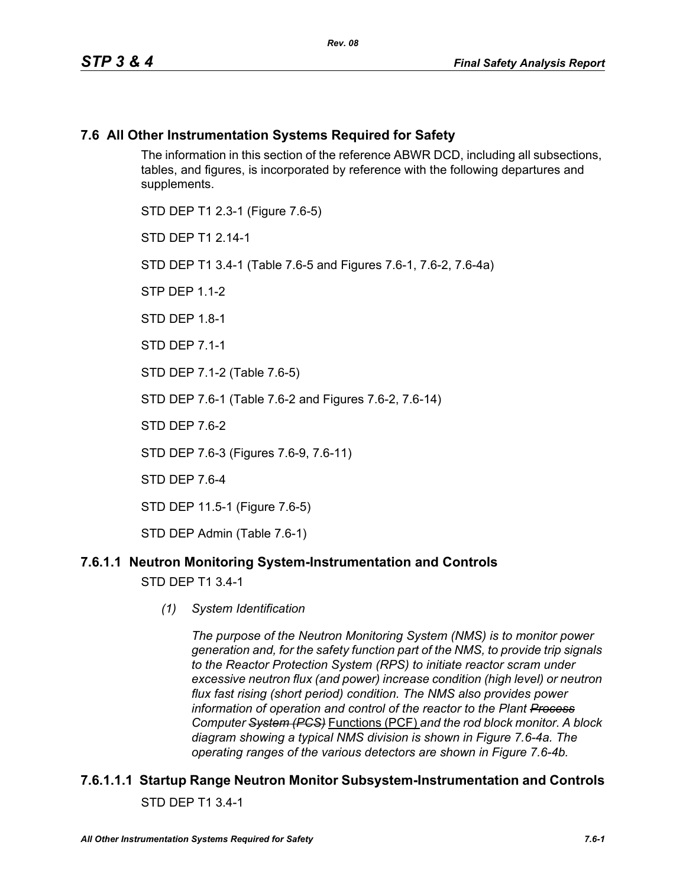## 7.6 All Other Instrumentation Systems Required for Safety

The information in this section of the reference ABWR DCD, including all subsections, tables, and figures, is incorporated by reference with the following departures and supplements.

STD DEP T1 2.3-1 (Figure 7.6-5)

STD DEP T1 2.14-1

STD DEP T1 3.4-1 (Table 7.6-5 and Figures 7.6-1, 7.6-2, 7.6-4a)

STP DEP 1.1-2

STD DEP 1.8-1

STD DEP 7.1-1

STD DEP 7.1-2 (Table 7.6-5)

STD DEP 7.6-1 (Table 7.6-2 and Figures 7.6-2, 7.6-14)

STD DEP 7.6-2

STD DEP 7.6-3 (Figures 7.6-9, 7.6-11)

STD DEP 7.6-4

STD DEP 11.5-1 (Figure 7.6-5)

STD DEP Admin (Table 7.6-1)

### 7.6.1.1 Neutron Monitoring System-Instrumentation and Controls

STD DEP T1 3.4-1

*(1) System Identification*

*The purpose of the Neutron Monitoring System (NMS) is to monitor power generation and, for the safety function part of the NMS, to provide trip signals to the Reactor Protection System (RPS) to initiate reactor scram under excessive neutron flux (and power) increase condition (high level) or neutron flux fast rising (short period) condition. The NMS also provides power information of operation and control of the reactor to the Plant ~~Process~~ Computer ~~System (PCS)~~* Functions (PCF) *and the rod block monitor. A block diagram showing a typical NMS division is shown in Figure 7.6-4a. The operating ranges of the various detectors are shown in Figure 7.6-4b.*

#### 7.6.1.1.1 Startup Range Neutron Monitor Subsystem-Instrumentation and Controls

STD DEP T1 3.4-1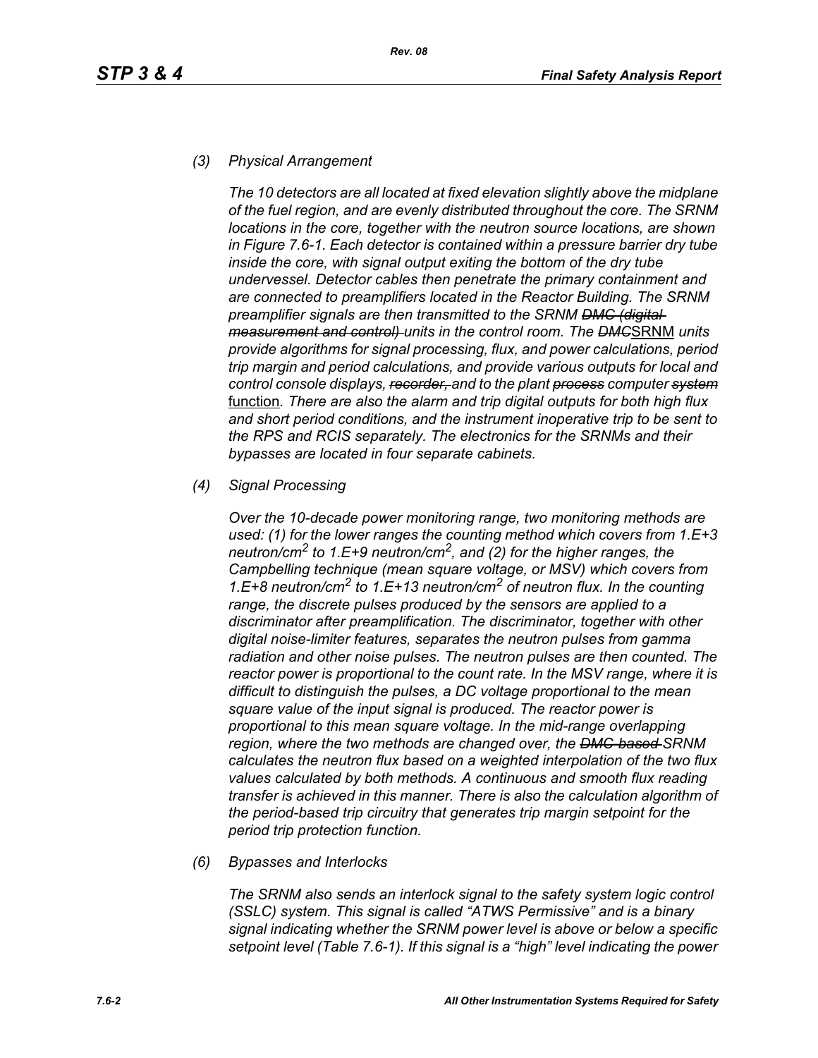*(3) Physical Arrangement*

*The 10 detectors are all located at fixed elevation slightly above the midplane of the fuel region, and are evenly distributed throughout the core. The SRNM locations in the core, together with the neutron source locations, are shown in Figure 7.6-1. Each detector is contained within a pressure barrier dry tube inside the core, with signal output exiting the bottom of the dry tube undervessel. Detector cables then penetrate the primary containment and are connected to preamplifiers located in the Reactor Building. The SRNM preamplifier signals are then transmitted to the SRNM ~~DMC (digital measurement and control)~~ units in the control room. The ~~DMC~~SRNM units provide algorithms for signal processing, flux, and power calculations, period trip margin and period calculations, and provide various outputs for local and control console displays, ~~recorder,~~ and to the plant ~~process~~ computer ~~system~~ function. There are also the alarm and trip digital outputs for both high flux and short period conditions, and the instrument inoperative trip to be sent to the RPS and RCIS separately. The electronics for the SRNMs and their bypasses are located in four separate cabinets.*

*(4) Signal Processing*

*Over the 10-decade power monitoring range, two monitoring methods are used: (1) for the lower ranges the counting method which covers from 1.E+3 neutron/cm$^2$ to 1.E+9 neutron/cm$^2$, and (2) for the higher ranges, the Campbelling technique (mean square voltage, or MSV) which covers from 1.E+8 neutron/cm$^2$ to 1.E+13 neutron/cm$^2$ of neutron flux. In the counting range, the discrete pulses produced by the sensors are applied to a discriminator after preamplification. The discriminator, together with other digital noise-limiter features, separates the neutron pulses from gamma radiation and other noise pulses. The neutron pulses are then counted. The reactor power is proportional to the count rate. In the MSV range, where it is difficult to distinguish the pulses, a DC voltage proportional to the mean square value of the input signal is produced. The reactor power is proportional to this mean square voltage. In the mid-range overlapping region, where the two methods are changed over, the ~~DMC-based~~ SRNM calculates the neutron flux based on a weighted interpolation of the two flux values calculated by both methods. A continuous and smooth flux reading transfer is achieved in this manner. There is also the calculation algorithm of the period-based trip circuitry that generates trip margin setpoint for the period trip protection function.*

*(6) Bypasses and Interlocks*

*The SRNM also sends an interlock signal to the safety system logic control (SSLC) system. This signal is called "ATWS Permissive" and is a binary signal indicating whether the SRNM power level is above or below a specific setpoint level (Table 7.6-1). If this signal is a "high" level indicating the power*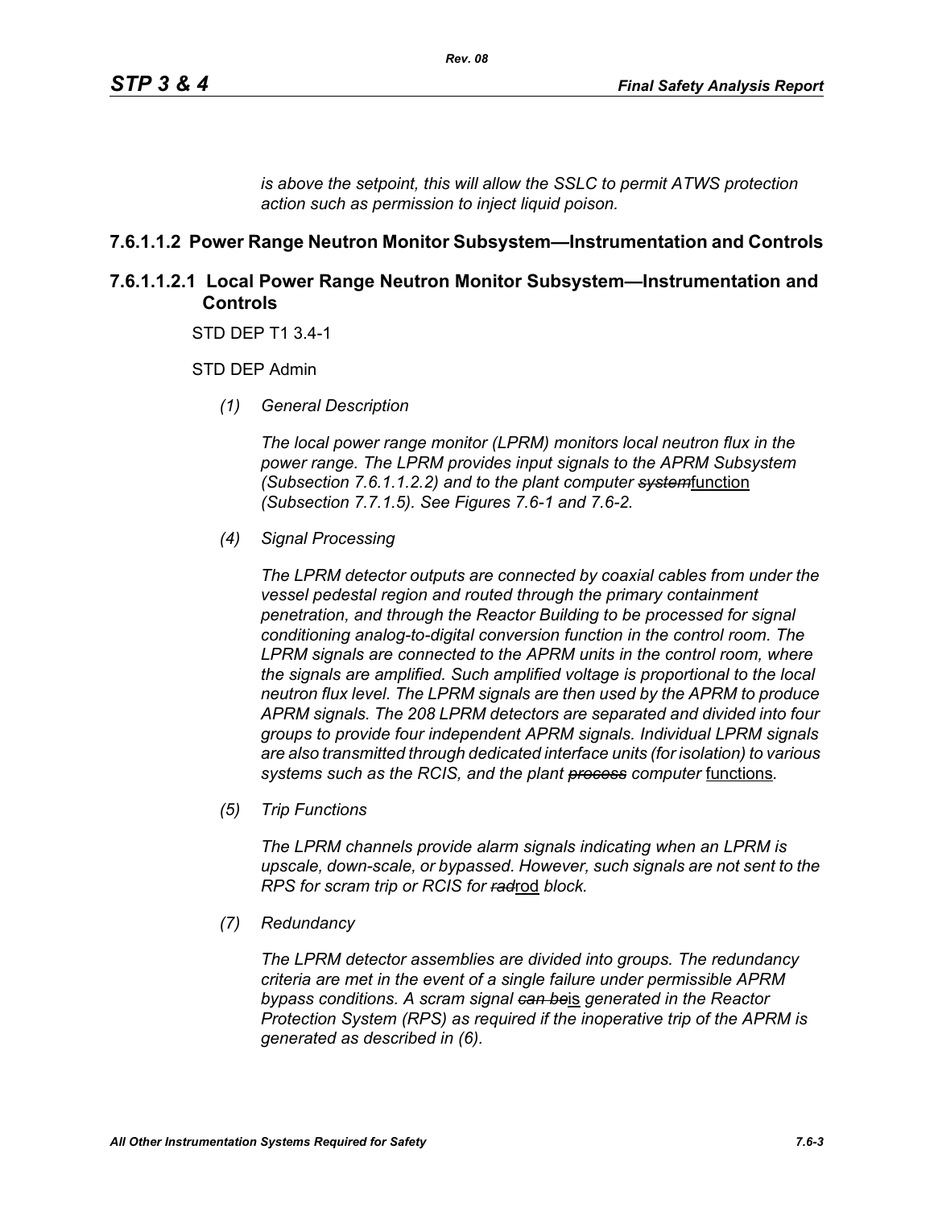*is above the setpoint, this will allow the SSLC to permit ATWS protection action such as permission to inject liquid poison.*

### 7.6.1.1.2 Power Range Neutron Monitor Subsystem—Instrumentation and Controls

#### 7.6.1.1.2.1 Local Power Range Neutron Monitor Subsystem—Instrumentation and Controls

STD DEP T1 3.4-1

STD DEP Admin

*(1) General Description*

*The local power range monitor (LPRM) monitors local neutron flux in the power range. The LPRM provides input signals to the APRM Subsystem (Subsection 7.6.1.1.2.2) and to the plant computer ~~system~~*function *(Subsection 7.7.1.5). See Figures 7.6-1 and 7.6-2.*

*(4) Signal Processing*

*The LPRM detector outputs are connected by coaxial cables from under the vessel pedestal region and routed through the primary containment penetration, and through the Reactor Building to be processed for signal conditioning analog-to-digital conversion function in the control room. The LPRM signals are connected to the APRM units in the control room, where the signals are amplified. Such amplified voltage is proportional to the local neutron flux level. The LPRM signals are then used by the APRM to produce APRM signals. The 208 LPRM detectors are separated and divided into four groups to provide four independent APRM signals. Individual LPRM signals are also transmitted through dedicated interface units (for isolation) to various systems such as the RCIS, and the plant ~~process~~ computer* functions*.*

*(5) Trip Functions*

*The LPRM channels provide alarm signals indicating when an LPRM is upscale, down-scale, or bypassed. However, such signals are not sent to the RPS for scram trip or RCIS for ~~rad~~*rod *block.*

*(7) Redundancy*

*The LPRM detector assemblies are divided into groups. The redundancy criteria are met in the event of a single failure under permissible APRM bypass conditions. A scram signal ~~can be~~*is *generated in the Reactor Protection System (RPS) as required if the inoperative trip of the APRM is generated as described in (6).*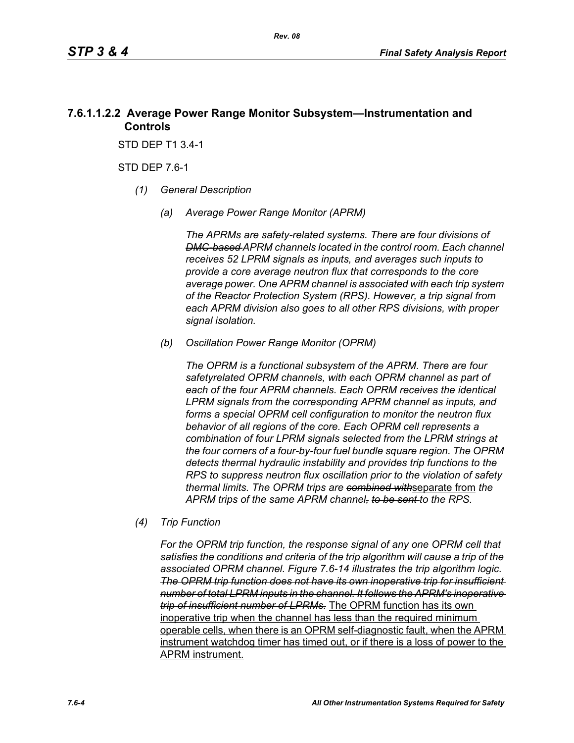### 7.6.1.1.2.2 Average Power Range Monitor Subsystem—Instrumentation and Controls

STD DEP T1 3.4-1

STD DEP 7.6-1

*(1) General Description*

*(a) Average Power Range Monitor (APRM)*

*The APRMs are safety-related systems. There are four divisions of ~~DMC-based~~ APRM channels located in the control room. Each channel receives 52 LPRM signals as inputs, and averages such inputs to provide a core average neutron flux that corresponds to the core average power. One APRM channel is associated with each trip system of the Reactor Protection System (RPS). However, a trip signal from each APRM division also goes to all other RPS divisions, with proper signal isolation.*

*(b) Oscillation Power Range Monitor (OPRM)*

*The OPRM is a functional subsystem of the APRM. There are four safetyrelated OPRM channels, with each OPRM channel as part of each of the four APRM channels. Each OPRM receives the identical LPRM signals from the corresponding APRM channel as inputs, and forms a special OPRM cell configuration to monitor the neutron flux behavior of all regions of the core. Each OPRM cell represents a combination of four LPRM signals selected from the LPRM strings at the four corners of a four-by-four fuel bundle square region. The OPRM detects thermal hydraulic instability and provides trip functions to the RPS to suppress neutron flux oscillation prior to the violation of safety thermal limits. The OPRM trips are ~~combined with~~*separate from *the APRM trips of the same APRM channel~~, to be sent~~ to the RPS.*

*(4) Trip Function*

*For the OPRM trip function, the response signal of any one OPRM cell that satisfies the conditions and criteria of the trip algorithm will cause a trip of the associated OPRM channel. Figure 7.6-14 illustrates the trip algorithm logic. ~~The OPRM trip function does not have its own inoperative trip for insufficient number of total LPRM inputs in the channel. It follows the APRM's inoperative trip of insufficient number of LPRMs.~~* The OPRM function has its own inoperative trip when the channel has less than the required minimum operable cells, when there is an OPRM self-diagnostic fault, when the APRM instrument watchdog timer has timed out, or if there is a loss of power to the APRM instrument.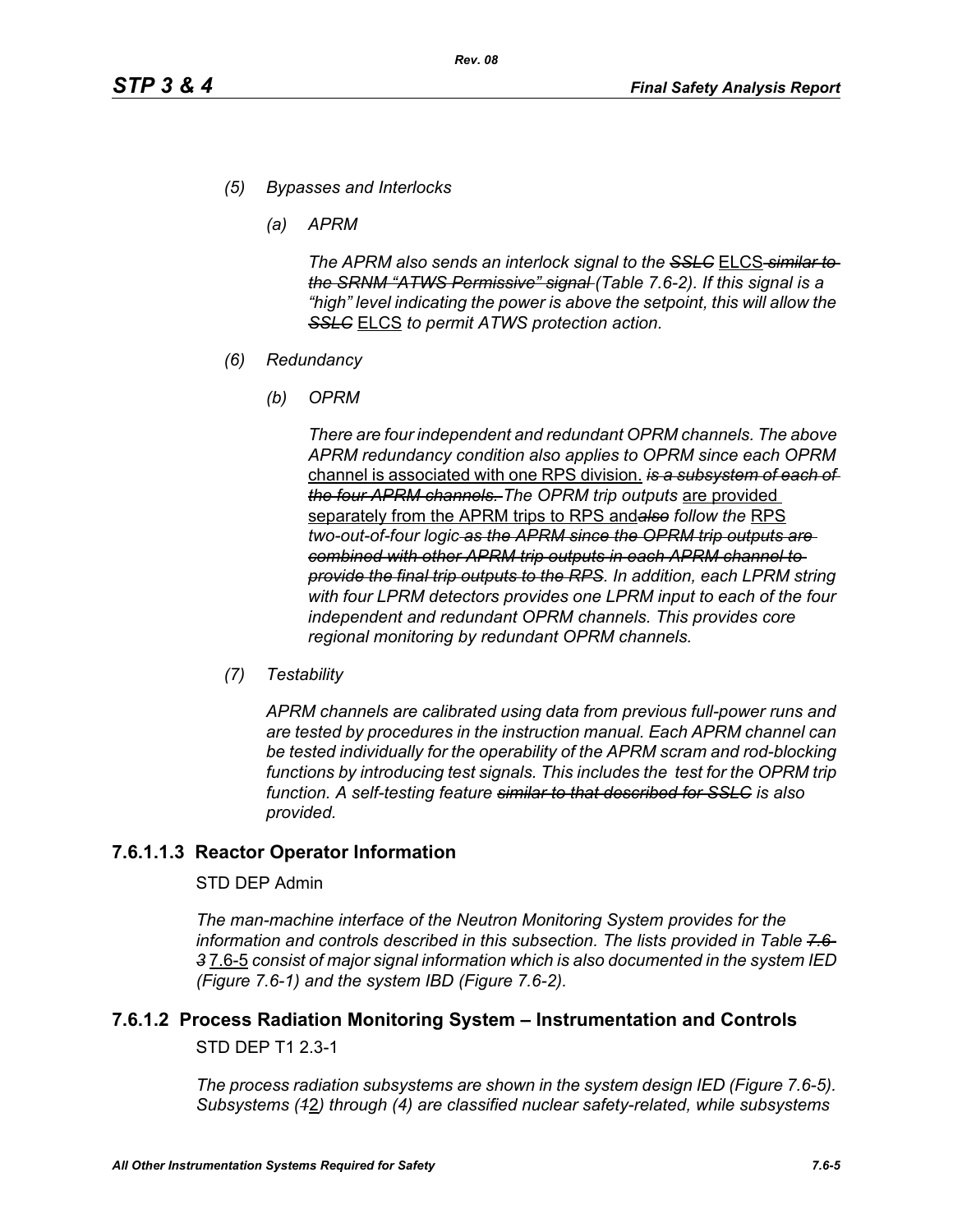*(5) Bypasses and Interlocks*

*(a) APRM*

*The APRM also sends an interlock signal to the ~~SSLC~~* <u>ELCS</u> *~~similar to the SRNM "ATWS Permissive" signal~~ (Table 7.6-2). If this signal is a "high" level indicating the power is above the setpoint, this will allow the ~~SSLC~~* <u>ELCS</u> *to permit ATWS protection action.*

*(6) Redundancy*

*(b) OPRM*

*There are four independent and redundant OPRM channels. The above APRM redundancy condition also applies to OPRM since each OPRM* <u>channel is associated with one RPS division.</u> *~~is a subsystem of each of the four APRM channels.~~ The OPRM trip outputs* <u>are provided separately from the APRM trips to RPS and</u>*~~also~~ follow the* <u>RPS</u> *two-out-of-four logic ~~as the APRM since the OPRM trip outputs are combined with other APRM trip outputs in each APRM channel to provide the final trip outputs to the RPS~~. In addition, each LPRM string with four LPRM detectors provides one LPRM input to each of the four independent and redundant OPRM channels. This provides core regional monitoring by redundant OPRM channels.*

*(7) Testability*

*APRM channels are calibrated using data from previous full-power runs and are tested by procedures in the instruction manual. Each APRM channel can be tested individually for the operability of the APRM scram and rod-blocking functions by introducing test signals. This includes the test for the OPRM trip function. A self-testing feature ~~similar to that described for SSLC~~ is also provided.*

### 7.6.1.1.3 Reactor Operator Information

STD DEP Admin

*The man-machine interface of the Neutron Monitoring System provides for the information and controls described in this subsection. The lists provided in Table ~~7.6-3~~* <u>7.6-5</u> *consist of major signal information which is also documented in the system IED (Figure 7.6-1) and the system IBD (Figure 7.6-2).*

## 7.6.1.2 Process Radiation Monitoring System – Instrumentation and Controls

STD DEP T1 2.3-1

*The process radiation subsystems are shown in the system design IED (Figure 7.6-5). Subsystems (~~1~~*<u>2</u>*) through (4) are classified nuclear safety-related, while subsystems*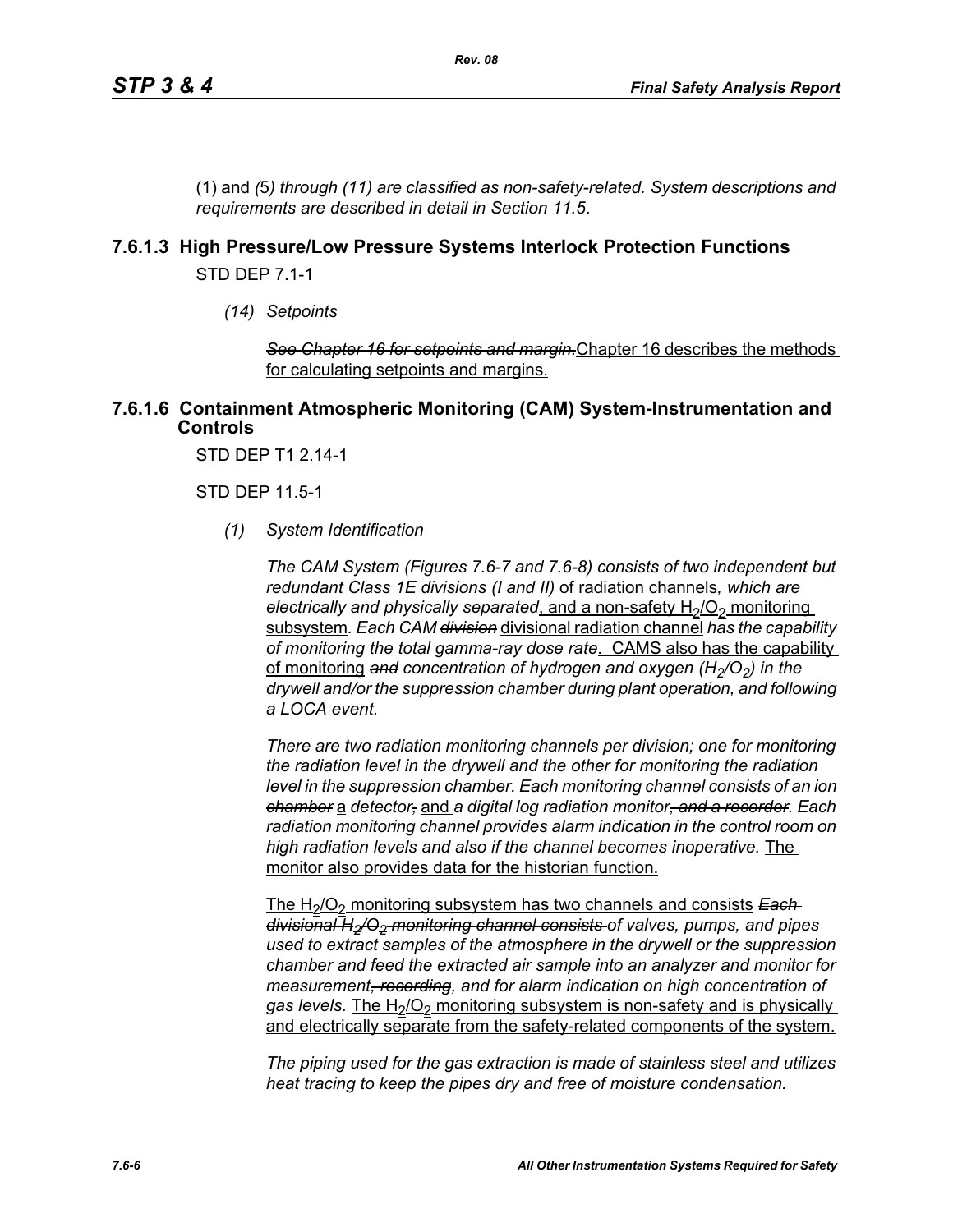(1) and *(*5*) through (11) are classified as non-safety-related. System descriptions and requirements are described in detail in Section 11.5*.

### 7.6.1.3 High Pressure/Low Pressure Systems Interlock Protection Functions

STD DEP 7.1-1

*(14) Setpoints*

~~*See Chapter 16 for setpoints and margin.*~~Chapter 16 describes the methods for calculating setpoints and margins.

### 7.6.1.6 Containment Atmospheric Monitoring (CAM) System-Instrumentation and Controls

STD DEP T1 2.14-1

STD DEP 11.5-1

*(1) System Identification*

*The CAM System (Figures 7.6-7 and 7.6-8) consists of two independent but redundant Class 1E divisions (I and II)* of radiation channels*, which are electrically and physically separated*, and a non-safety $H_2/O_2$ monitoring subsystem*. Each CAM ~~division~~* divisional radiation channel *has the capability of monitoring the total gamma-ray dose rate*. CAMS also has the capability of monitoring *~~and~~ concentration of hydrogen and oxygen ($H_2/O_2$) in the drywell and/or the suppression chamber during plant operation, and following a LOCA event.*

*There are two radiation monitoring channels per division; one for monitoring the radiation level in the drywell and the other for monitoring the radiation level in the suppression chamber. Each monitoring channel consists of ~~an ion chamber~~* a *detector~~,~~* and *a digital log radiation monitor~~, and a recorder~~. Each radiation monitoring channel provides alarm indication in the control room on high radiation levels and also if the channel becomes inoperative.* The monitor also provides data for the historian function.

The $H_2/O_2$ monitoring subsystem has two channels and consists *~~Each divisional $H_2/O_2$ monitoring channel consists~~ of valves, pumps, and pipes used to extract samples of the atmosphere in the drywell or the suppression chamber and feed the extracted air sample into an analyzer and monitor for measurement~~, recording~~, and for alarm indication on high concentration of gas levels.* The $H_2/O_2$ monitoring subsystem is non-safety and is physically and electrically separate from the safety-related components of the system.

*The piping used for the gas extraction is made of stainless steel and utilizes heat tracing to keep the pipes dry and free of moisture condensation.*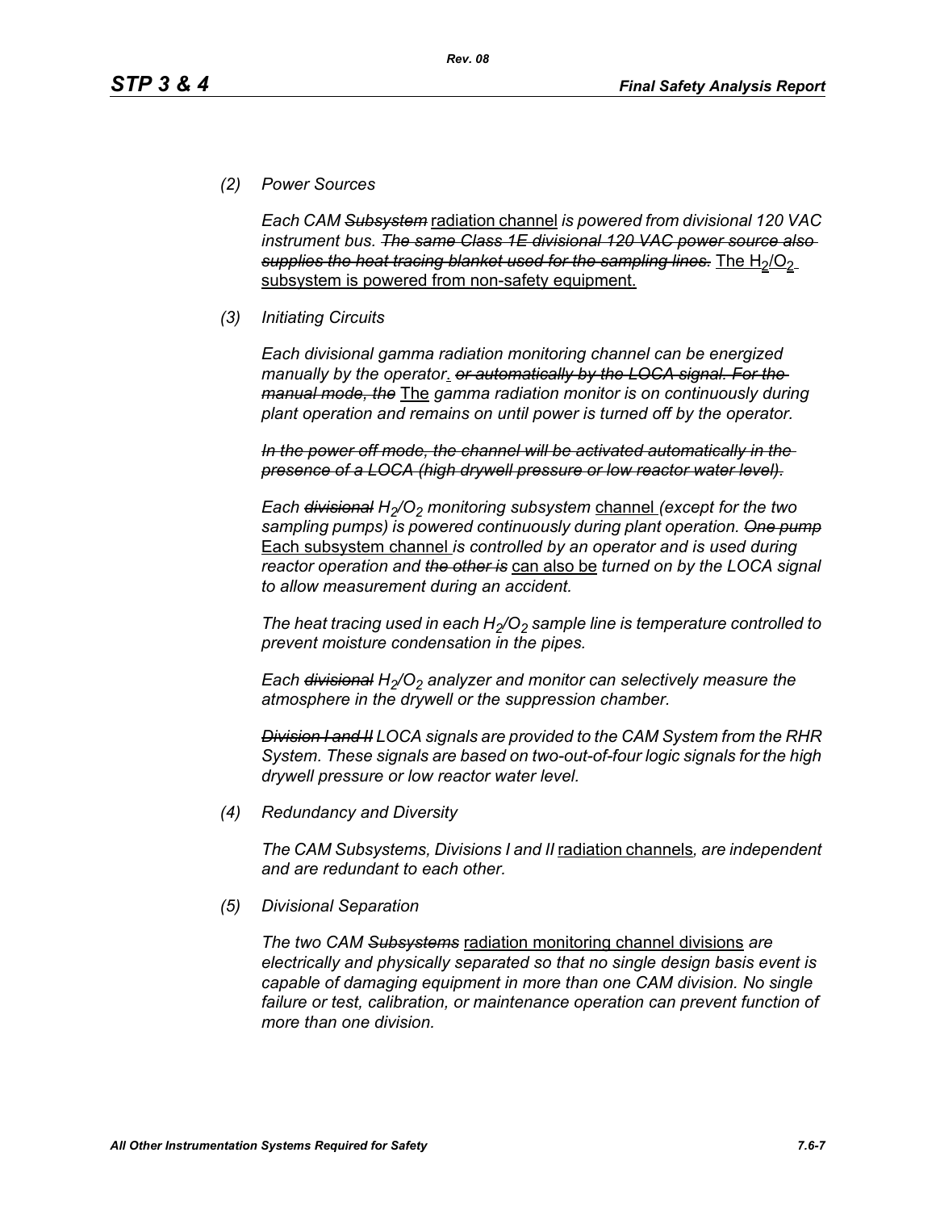*(2) Power Sources*

*Each CAM ~~Subsystem~~* radiation channel *is powered from divisional 120 VAC instrument bus. ~~The same Class 1E divisional 120 VAC power source also supplies the heat tracing blanket used for the sampling lines.~~* The $H_2/O_2$ subsystem is powered from non-safety equipment.

*(3) Initiating Circuits*

*Each divisional gamma radiation monitoring channel can be energized manually by the operator*. *~~or automatically by the LOCA signal. For the manual mode, the~~* The *gamma radiation monitor is on continuously during plant operation and remains on until power is turned off by the operator.*

*~~In the power off mode, the channel will be activated automatically in the presence of a LOCA (high drywell pressure or low reactor water level).~~*

*Each ~~divisional~~ $H_2/O_2$ monitoring subsystem* channel *(except for the two sampling pumps) is powered continuously during plant operation. ~~One pump~~* Each subsystem channel *is controlled by an operator and is used during reactor operation and ~~the other is~~* can also be *turned on by the LOCA signal to allow measurement during an accident.*

*The heat tracing used in each $H_2/O_2$ sample line is temperature controlled to prevent moisture condensation in the pipes.*

*Each ~~divisional~~ $H_2/O_2$ analyzer and monitor can selectively measure the atmosphere in the drywell or the suppression chamber.*

*~~Division I and II~~ LOCA signals are provided to the CAM System from the RHR System. These signals are based on two-out-of-four logic signals for the high drywell pressure or low reactor water level.*

*(4) Redundancy and Diversity*

*The CAM Subsystems, Divisions I and II* radiation channels*, are independent and are redundant to each other.*

*(5) Divisional Separation*

*The two CAM ~~Subsystems~~* radiation monitoring channel divisions *are electrically and physically separated so that no single design basis event is capable of damaging equipment in more than one CAM division. No single failure or test, calibration, or maintenance operation can prevent function of more than one division.*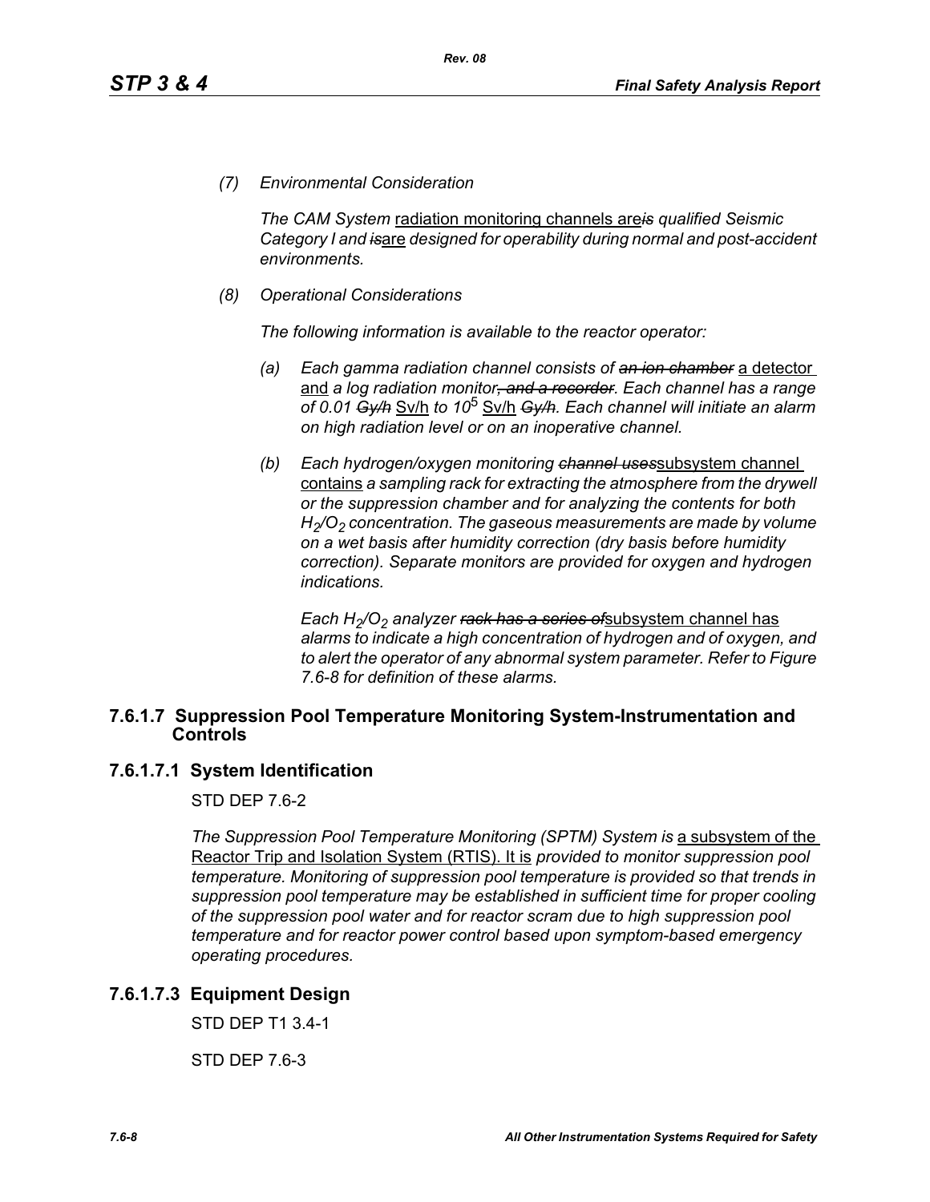*(7) Environmental Consideration*

*The CAM System* radiation monitoring channels are~~*is*~~ *qualified Seismic Category I and* ~~*is*~~are *designed for operability during normal and post-accident environments.*

*(8) Operational Considerations*

*The following information is available to the reactor operator:*

*(a) Each gamma radiation channel consists of* ~~*an ion chamber*~~ a detector and *a log radiation monitor*~~*, and a recorder*~~*. Each channel has a range of 0.01* ~~*Gy/h*~~ Sv/h *to* $10^5$ Sv/h ~~*Gy/h*~~*. Each channel will initiate an alarm on high radiation level or on an inoperative channel.*

*(b) Each hydrogen/oxygen monitoring* ~~*channel uses*~~subsystem channel contains *a sampling rack for extracting the atmosphere from the drywell or the suppression chamber and for analyzing the contents for both* $H_2/O_2$ *concentration. The gaseous measurements are made by volume on a wet basis after humidity correction (dry basis before humidity correction). Separate monitors are provided for oxygen and hydrogen indications.*

*Each* $H_2/O_2$ *analyzer* ~~*rack has a series of*~~subsystem channel has *alarms to indicate a high concentration of hydrogen and of oxygen, and to alert the operator of any abnormal system parameter. Refer to Figure 7.6-8 for definition of these alarms.*

### 7.6.1.7 Suppression Pool Temperature Monitoring System-Instrumentation and Controls

#### 7.6.1.7.1 System Identification

STD DEP 7.6-2

*The Suppression Pool Temperature Monitoring (SPTM) System is* a subsystem of the Reactor Trip and Isolation System (RTIS). It is *provided to monitor suppression pool temperature. Monitoring of suppression pool temperature is provided so that trends in suppression pool temperature may be established in sufficient time for proper cooling of the suppression pool water and for reactor scram due to high suppression pool temperature and for reactor power control based upon symptom-based emergency operating procedures.*

#### 7.6.1.7.3 Equipment Design

STD DEP T1 3.4-1

STD DEP 7.6-3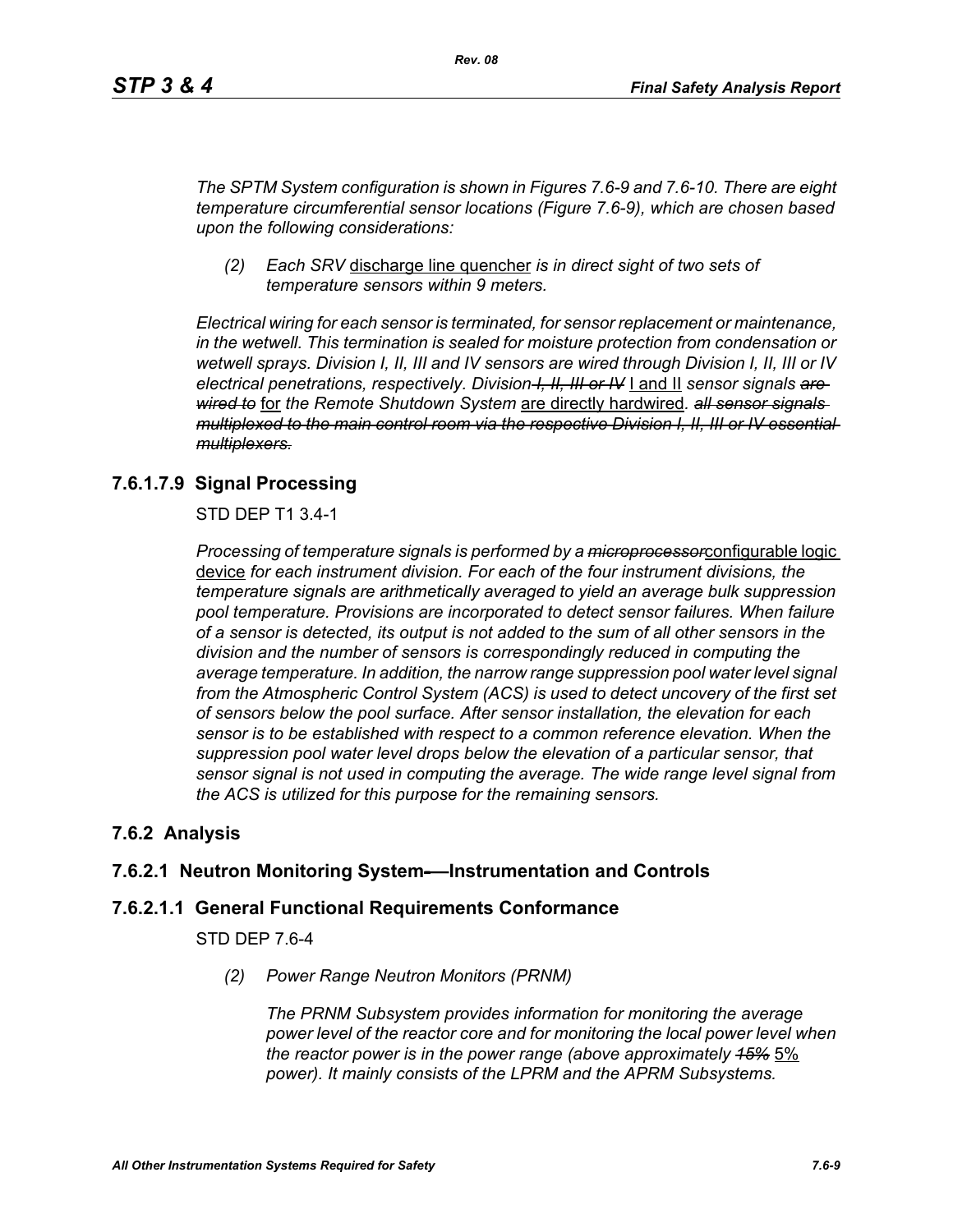*The SPTM System configuration is shown in Figures 7.6-9 and 7.6-10. There are eight temperature circumferential sensor locations (Figure 7.6-9), which are chosen based upon the following considerations:*

*(2) Each SRV* <u>discharge line quencher</u> *is in direct sight of two sets of temperature sensors within 9 meters.*

*Electrical wiring for each sensor is terminated, for sensor replacement or maintenance, in the wetwell. This termination is sealed for moisture protection from condensation or wetwell sprays. Division I, II, III and IV sensors are wired through Division I, II, III or IV electrical penetrations, respectively. Division ~~I, II, III or IV~~* <u>I and II</u> *sensor signals ~~are wired to~~* <u>for</u> *the Remote Shutdown System* <u>are directly hardwired</u>*. ~~all sensor signals multiplexed to the main control room via the respective Division I, II, III or IV essential multiplexers.~~*

### 7.6.1.7.9 Signal Processing

STD DEP T1 3.4-1

*Processing of temperature signals is performed by a ~~microprocessor~~*<u>configurable logic device</u> *for each instrument division. For each of the four instrument divisions, the temperature signals are arithmetically averaged to yield an average bulk suppression pool temperature. Provisions are incorporated to detect sensor failures. When failure of a sensor is detected, its output is not added to the sum of all other sensors in the division and the number of sensors is correspondingly reduced in computing the average temperature. In addition, the narrow range suppression pool water level signal from the Atmospheric Control System (ACS) is used to detect uncovery of the first set of sensors below the pool surface. After sensor installation, the elevation for each sensor is to be established with respect to a common reference elevation. When the suppression pool water level drops below the elevation of a particular sensor, that sensor signal is not used in computing the average. The wide range level signal from the ACS is utilized for this purpose for the remaining sensors.*

## 7.6.2 Analysis

### 7.6.2.1 Neutron Monitoring System—Instrumentation and Controls

### 7.6.2.1.1 General Functional Requirements Conformance

STD DEP 7.6-4

*(2) Power Range Neutron Monitors (PRNM)*

*The PRNM Subsystem provides information for monitoring the average power level of the reactor core and for monitoring the local power level when the reactor power is in the power range (above approximately ~~15%~~* <u>5%</u> *power). It mainly consists of the LPRM and the APRM Subsystems.*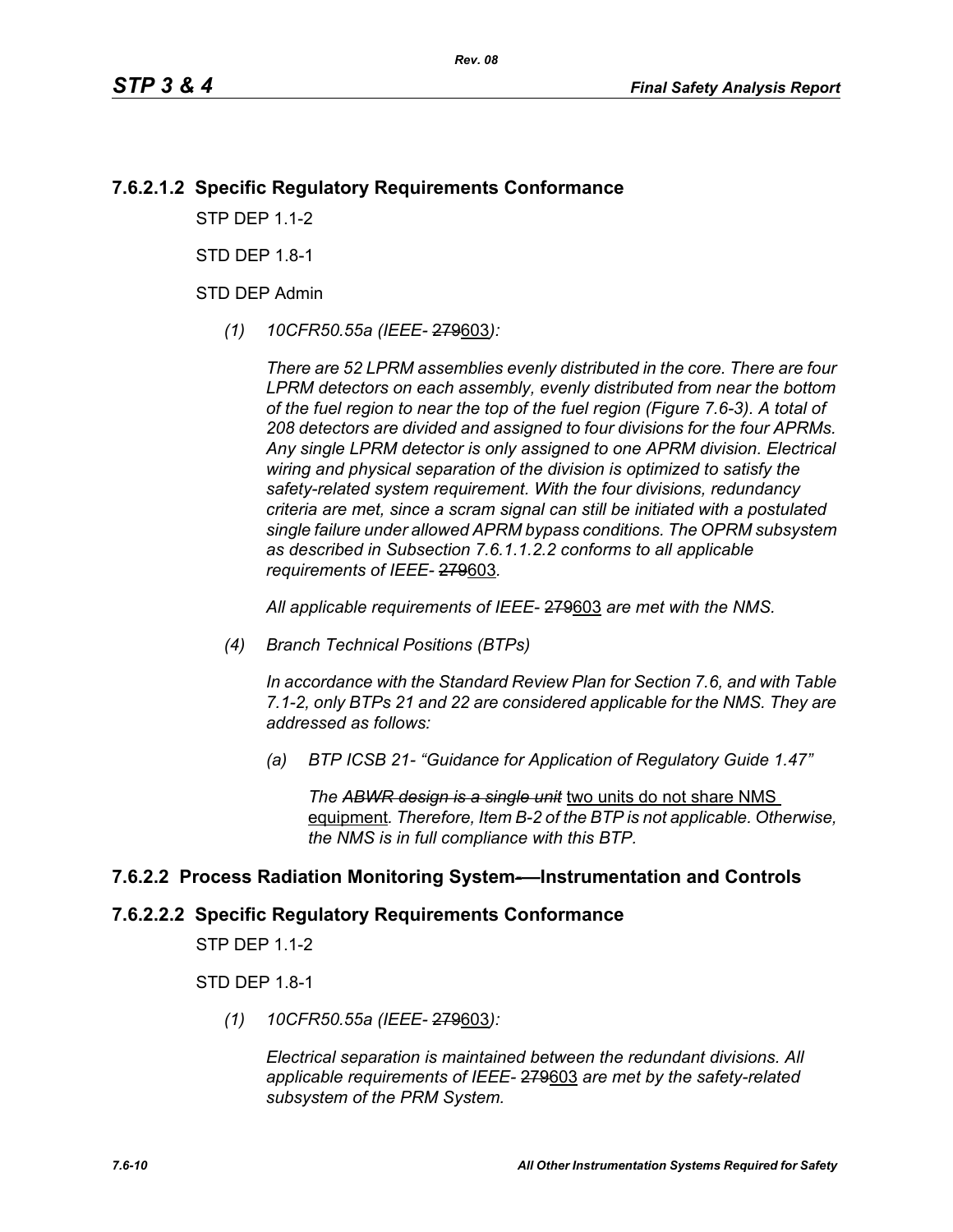### 7.6.2.1.2 Specific Regulatory Requirements Conformance

STP DEP 1.1-2

STD DEP 1.8-1

STD DEP Admin

*(1) 10CFR50.55a (IEEE- ~~279~~603):*

*There are 52 LPRM assemblies evenly distributed in the core. There are four LPRM detectors on each assembly, evenly distributed from near the bottom of the fuel region to near the top of the fuel region (Figure 7.6-3). A total of 208 detectors are divided and assigned to four divisions for the four APRMs. Any single LPRM detector is only assigned to one APRM division. Electrical wiring and physical separation of the division is optimized to satisfy the safety-related system requirement. With the four divisions, redundancy criteria are met, since a scram signal can still be initiated with a postulated single failure under allowed APRM bypass conditions. The OPRM subsystem as described in Subsection 7.6.1.1.2.2 conforms to all applicable requirements of IEEE- ~~279~~603.*

*All applicable requirements of IEEE- ~~279~~603 are met with the NMS.*

*(4) Branch Technical Positions (BTPs)*

*In accordance with the Standard Review Plan for Section 7.6, and with Table 7.1-2, only BTPs 21 and 22 are considered applicable for the NMS. They are addressed as follows:*

*(a) BTP ICSB 21- "Guidance for Application of Regulatory Guide 1.47"*

*The ~~ABWR design is a single unit~~* two units do not share NMS equipment*. Therefore, Item B-2 of the BTP is not applicable. Otherwise, the NMS is in full compliance with this BTP.*

### 7.6.2.2 Process Radiation Monitoring System—Instrumentation and Controls

### 7.6.2.2.2 Specific Regulatory Requirements Conformance

STP DEP 1.1-2

STD DEP 1.8-1

*(1) 10CFR50.55a (IEEE- ~~279~~603):*

*Electrical separation is maintained between the redundant divisions. All applicable requirements of IEEE- ~~279~~603 are met by the safety-related subsystem of the PRM System.*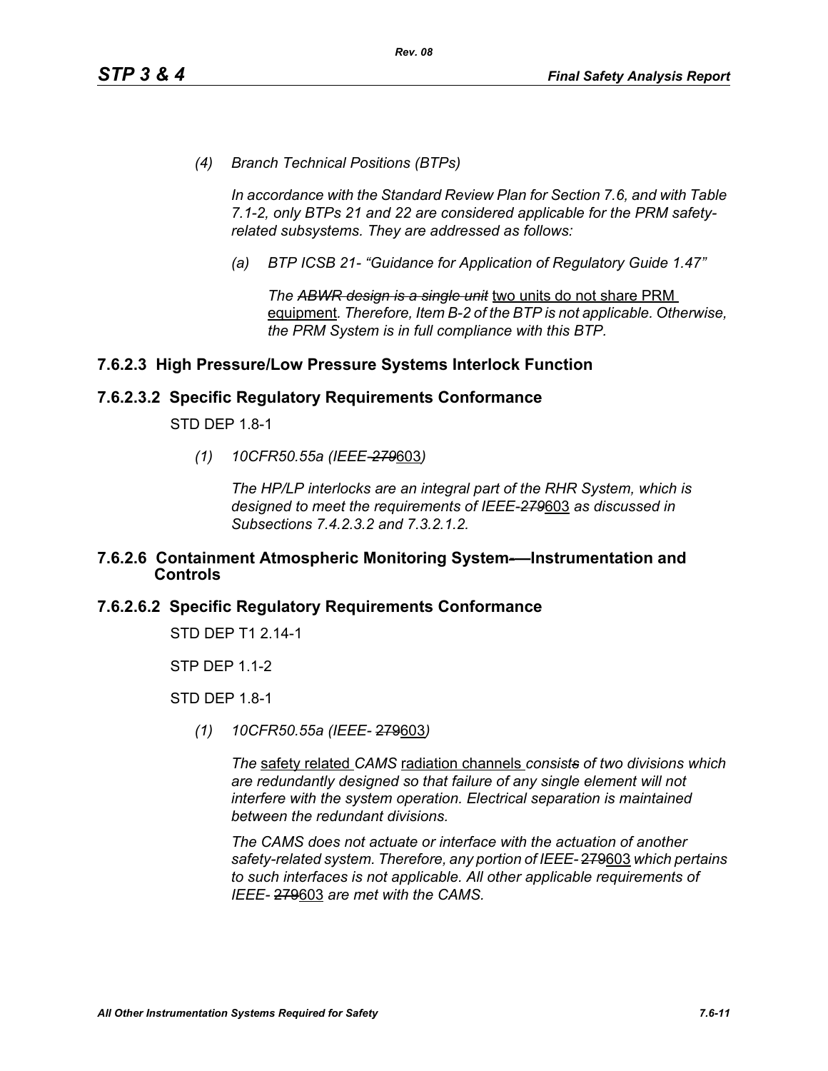*(4) Branch Technical Positions (BTPs)*

*In accordance with the Standard Review Plan for Section 7.6, and with Table 7.1-2, only BTPs 21 and 22 are considered applicable for the PRM safety-related subsystems. They are addressed as follows:*

*(a) BTP ICSB 21- "Guidance for Application of Regulatory Guide 1.47"*

*The ~~ABWR design is a single unit~~* two units do not share PRM equipment*. Therefore, Item B-2 of the BTP is not applicable. Otherwise, the PRM System is in full compliance with this BTP.*

### 7.6.2.3 High Pressure/Low Pressure Systems Interlock Function

### 7.6.2.3.2 Specific Regulatory Requirements Conformance

STD DEP 1.8-1

*(1) 10CFR50.55a (IEEE-~~279~~*603*)*

*The HP/LP interlocks are an integral part of the RHR System, which is designed to meet the requirements of IEEE-~~279~~*603 *as discussed in Subsections 7.4.2.3.2 and 7.3.2.1.2.*

### 7.6.2.6 Containment Atmospheric Monitoring System-—Instrumentation and Controls

### 7.6.2.6.2 Specific Regulatory Requirements Conformance

STD DEP T1 2.14-1

STP DEP 1.1-2

STD DEP 1.8-1

*(1) 10CFR50.55a (IEEE-* ~~279~~603*)*

*The* safety related *CAMS* radiation channels *consist~~s~~ of two divisions which are redundantly designed so that failure of any single element will not interfere with the system operation. Electrical separation is maintained between the redundant divisions.*

*The CAMS does not actuate or interface with the actuation of another safety-related system. Therefore, any portion of IEEE-* ~~279~~603 *which pertains to such interfaces is not applicable. All other applicable requirements of IEEE-* ~~279~~603 *are met with the CAMS.*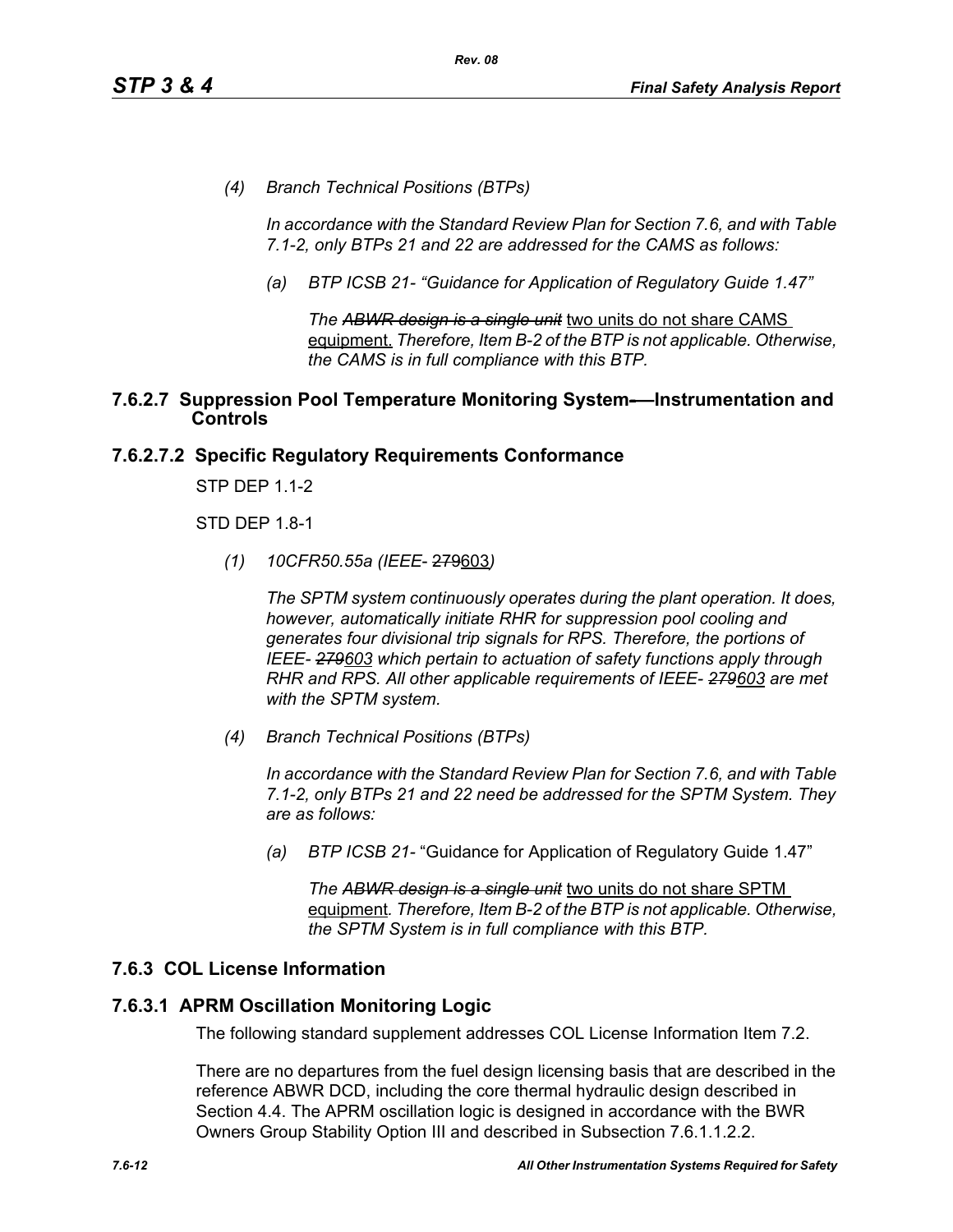*(4) Branch Technical Positions (BTPs)*

*In accordance with the Standard Review Plan for Section 7.6, and with Table 7.1-2, only BTPs 21 and 22 are addressed for the CAMS as follows:*

*(a) BTP ICSB 21- "Guidance for Application of Regulatory Guide 1.47"*

*The ~~ABWR design is a single unit~~* <u>two units do not share CAMS equipment.</u> *Therefore, Item B-2 of the BTP is not applicable. Otherwise, the CAMS is in full compliance with this BTP.*

### 7.6.2.7 Suppression Pool Temperature Monitoring System-—Instrumentation and Controls

### 7.6.2.7.2 Specific Regulatory Requirements Conformance

STP DEP 1.1-2

STD DEP 1.8-1

*(1) 10CFR50.55a (IEEE-* ~~279~~<u>603</u>*)*

*The SPTM system continuously operates during the plant operation. It does, however, automatically initiate RHR for suppression pool cooling and generates four divisional trip signals for RPS. Therefore, the portions of IEEE- ~~279~~<u>603</u> which pertain to actuation of safety functions apply through RHR and RPS. All other applicable requirements of IEEE- ~~279~~<u>603</u> are met with the SPTM system.*

*(4) Branch Technical Positions (BTPs)*

*In accordance with the Standard Review Plan for Section 7.6, and with Table 7.1-2, only BTPs 21 and 22 need be addressed for the SPTM System. They are as follows:*

*(a) BTP ICSB 21-* "Guidance for Application of Regulatory Guide 1.47"

*The ~~ABWR design is a single unit~~* <u>two units do not share SPTM equipment</u>*. Therefore, Item B-2 of the BTP is not applicable. Otherwise, the SPTM System is in full compliance with this BTP.*

## 7.6.3 COL License Information

### 7.6.3.1 APRM Oscillation Monitoring Logic

The following standard supplement addresses COL License Information Item 7.2.

There are no departures from the fuel design licensing basis that are described in the reference ABWR DCD, including the core thermal hydraulic design described in Section 4.4. The APRM oscillation logic is designed in accordance with the BWR Owners Group Stability Option III and described in Subsection 7.6.1.1.2.2.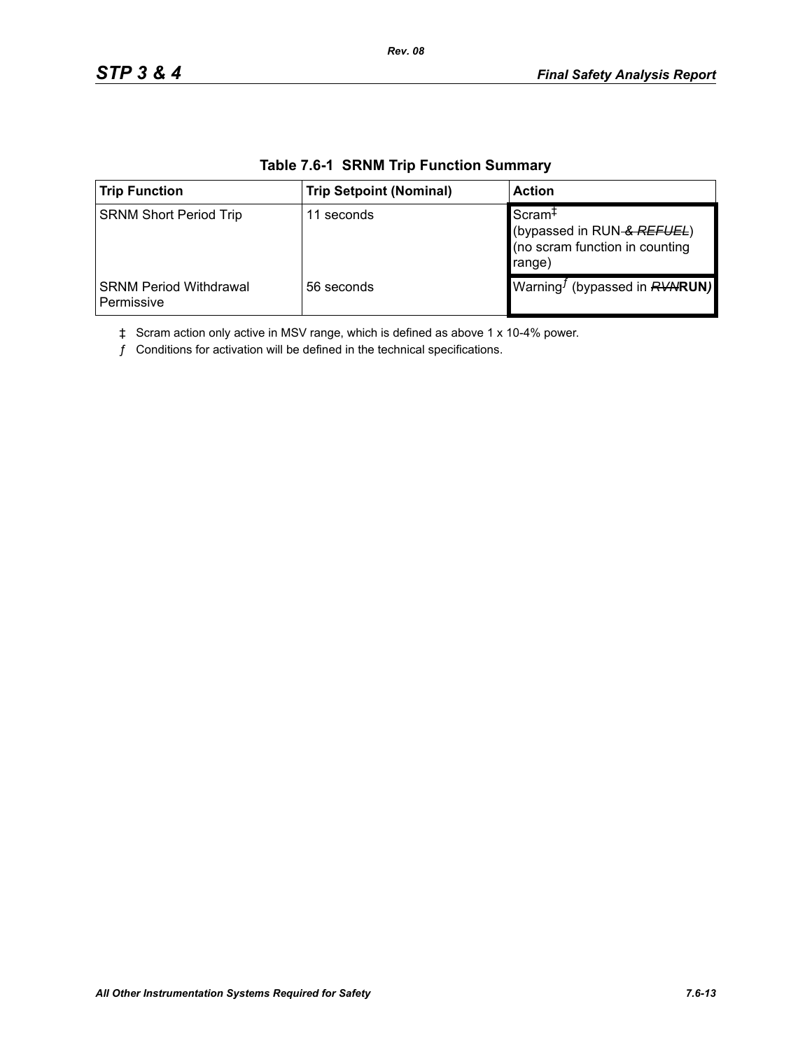**Table 7.6-1 SRNM Trip Function Summary**

| Trip Function | Trip Setpoint (Nominal) | Action |
|---|---|---|
| SRNM Short Period Trip | 11 seconds | Scram‡ (bypassed in RUN ~~& REFUEL~~) (no scram function in counting range) |
| SRNM Period Withdrawal Permissive | 56 seconds | Warning*ƒ* (bypassed in ~~RVN~~**RUN**) |

‡ Scram action only active in MSV range, which is defined as above 1 x 10-4% power.

*ƒ* Conditions for activation will be defined in the technical specifications.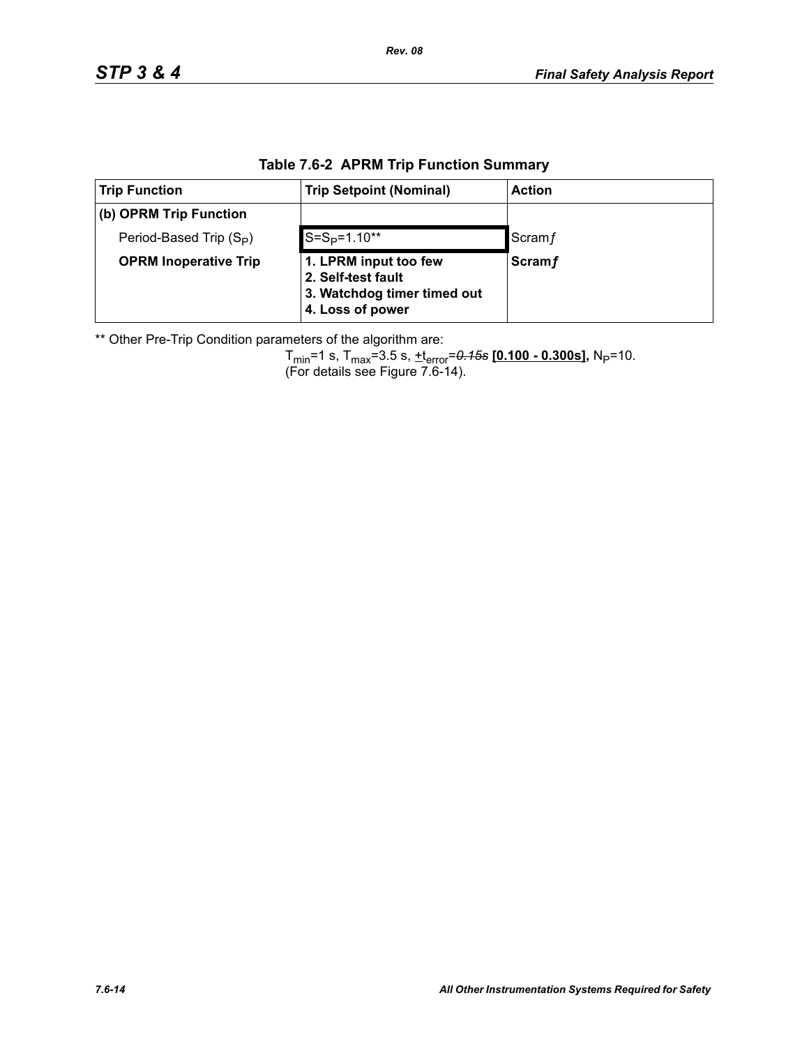**Table 7.6-2 APRM Trip Function Summary**

| Trip Function | Trip Setpoint (Nominal) | Action |
|---|---|---|
| **(b) OPRM Trip Function** | | |
| Period-Based Trip ($S_P$) | $S=S_P=1.10$** | Scram*f* |
| **OPRM Inoperative Trip** | **1. LPRM input too few**<br>**2. Self-test fault**<br>**3. Watchdog timer timed out**<br>**4. Loss of power** | **Scram*f*** |

** Other Pre-Trip Condition parameters of the algorithm are:

$T_{min}$=1 s, $T_{max}$=3.5 s, $\pm t_{error}$=~~*0.15s*~~ **[0.100 - 0.300s],** $N_P$=10.
(For details see Figure 7.6-14).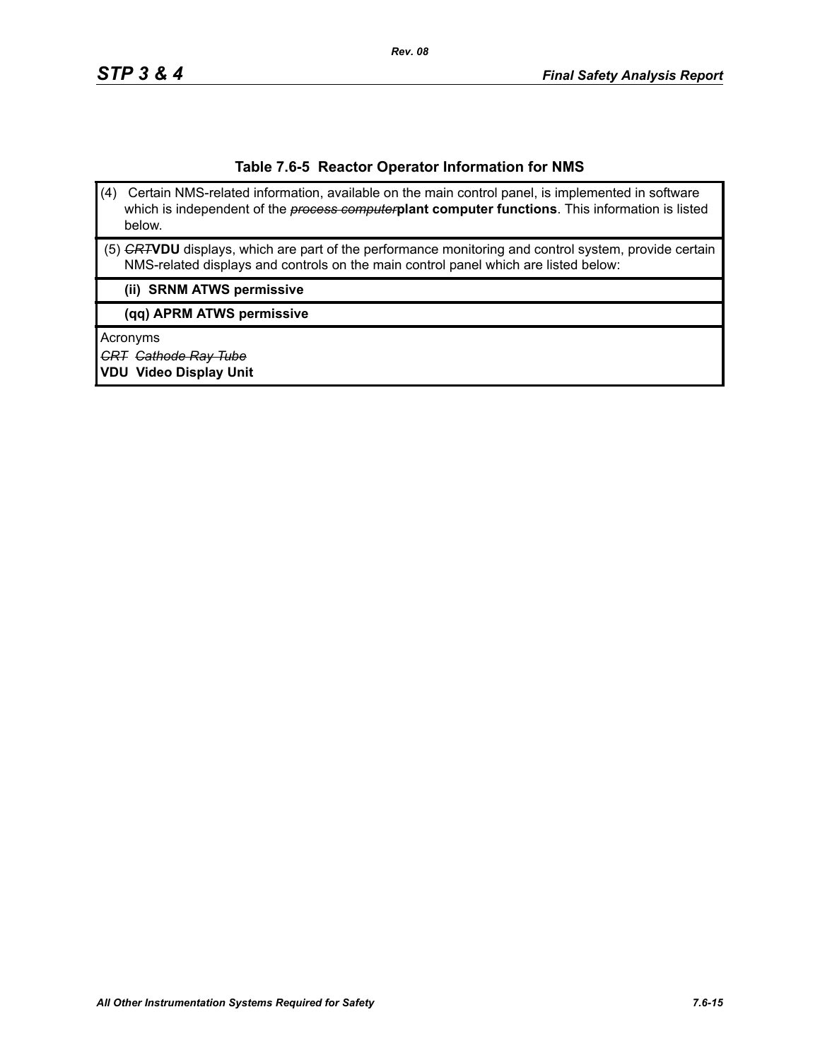**Table 7.6-5 Reactor Operator Information for NMS**

| |
|---|
| (4) Certain NMS-related information, available on the main control panel, is implemented in software which is independent of the ~~*process computer*~~**plant computer functions**. This information is listed below. |
| (5) ~~*CRT*~~**VDU** displays, which are part of the performance monitoring and control system, provide certain NMS-related displays and controls on the main control panel which are listed below: |
| **(ii) SRNM ATWS permissive** |
| **(qq) APRM ATWS permissive** |
| Acronyms<br>~~*CRT Cathode Ray Tube*~~<br>**VDU Video Display Unit** |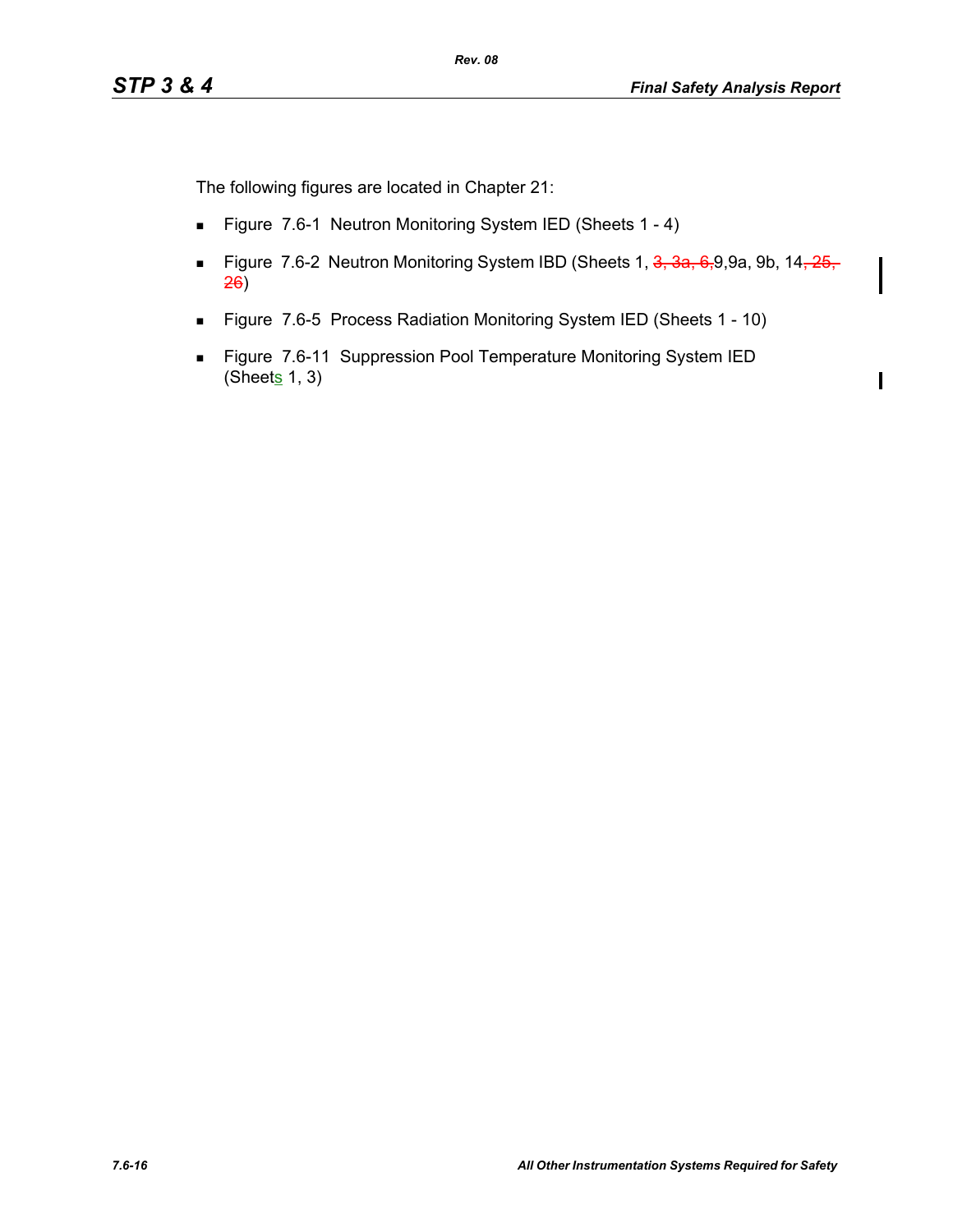The following figures are located in Chapter 21:

- Figure 7.6-1 Neutron Monitoring System IED (Sheets 1 - 4)
- Figure 7.6-2 Neutron Monitoring System IBD (Sheets 1, ~~3, 3a, 6,~~9,9a, 9b, 14~~, 25, 26~~)
- Figure 7.6-5 Process Radiation Monitoring System IED (Sheets 1 - 10)
- Figure 7.6-11 Suppression Pool Temperature Monitoring System IED (Sheets 1, 3)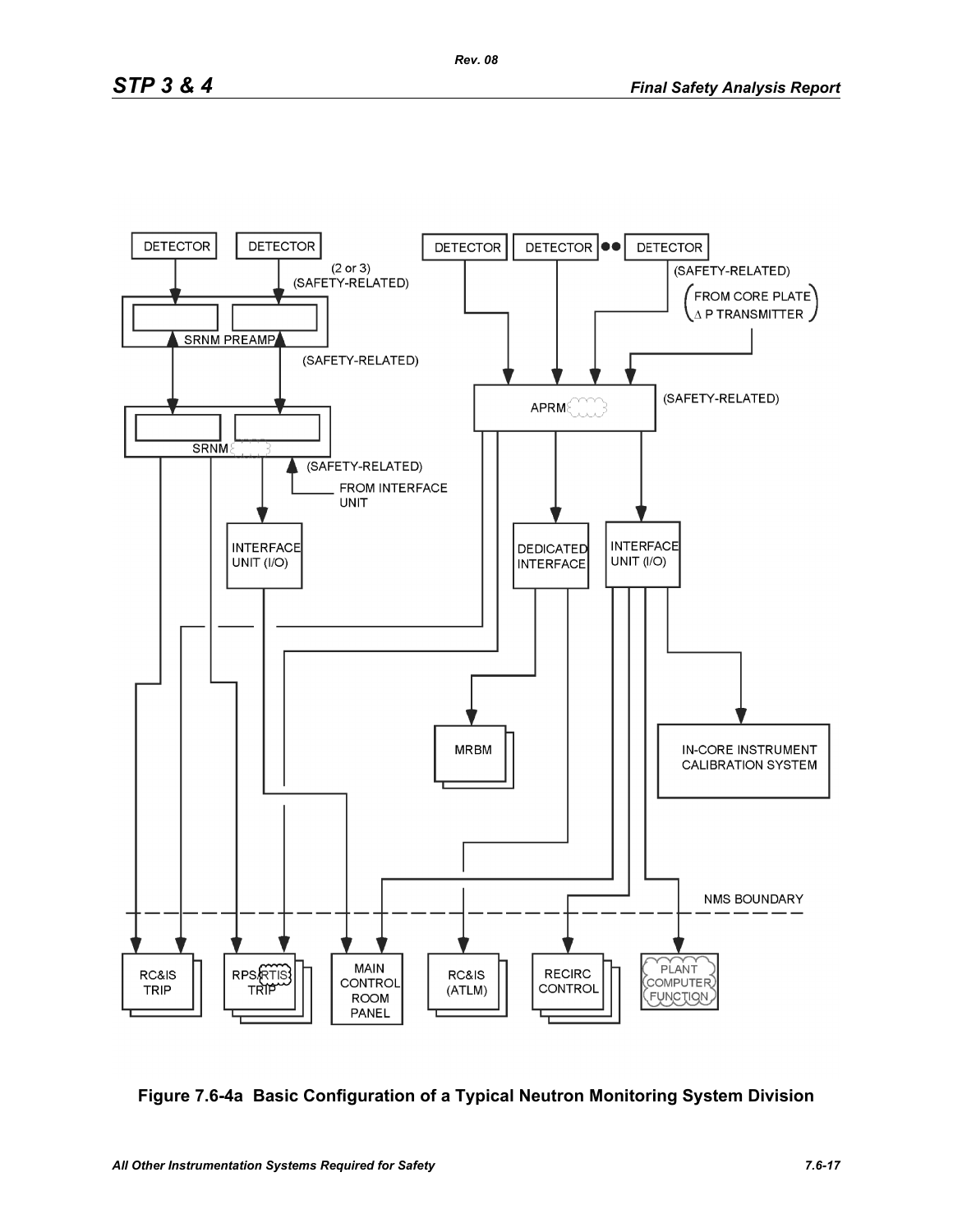DETECTOR

DETECTOR

(2 or 3)
(SAFETY-RELATED)

SRNM PREAMP

(SAFETY-RELATED)

SRNM

(SAFETY-RELATED)

FROM INTERFACE UNIT

INTERFACE UNIT (I/O)

DETECTOR

DETECTOR

DETECTOR

(SAFETY-RELATED)

(FROM CORE PLATE Δ P TRANSMITTER)

APRM

(SAFETY-RELATED)

DEDICATED INTERFACE

INTERFACE UNIT (I/O)

MRBM

IN-CORE INSTRUMENT CALIBRATION SYSTEM

NMS BOUNDARY

RC&IS TRIP

RPS/RTIS TRIP

MAIN CONTROL ROOM PANEL

RC&IS (ATLM)

RECIRC CONTROL

PLANT COMPUTER FUNCTION

**Figure 7.6-4a Basic Configuration of a Typical Neutron Monitoring System Division**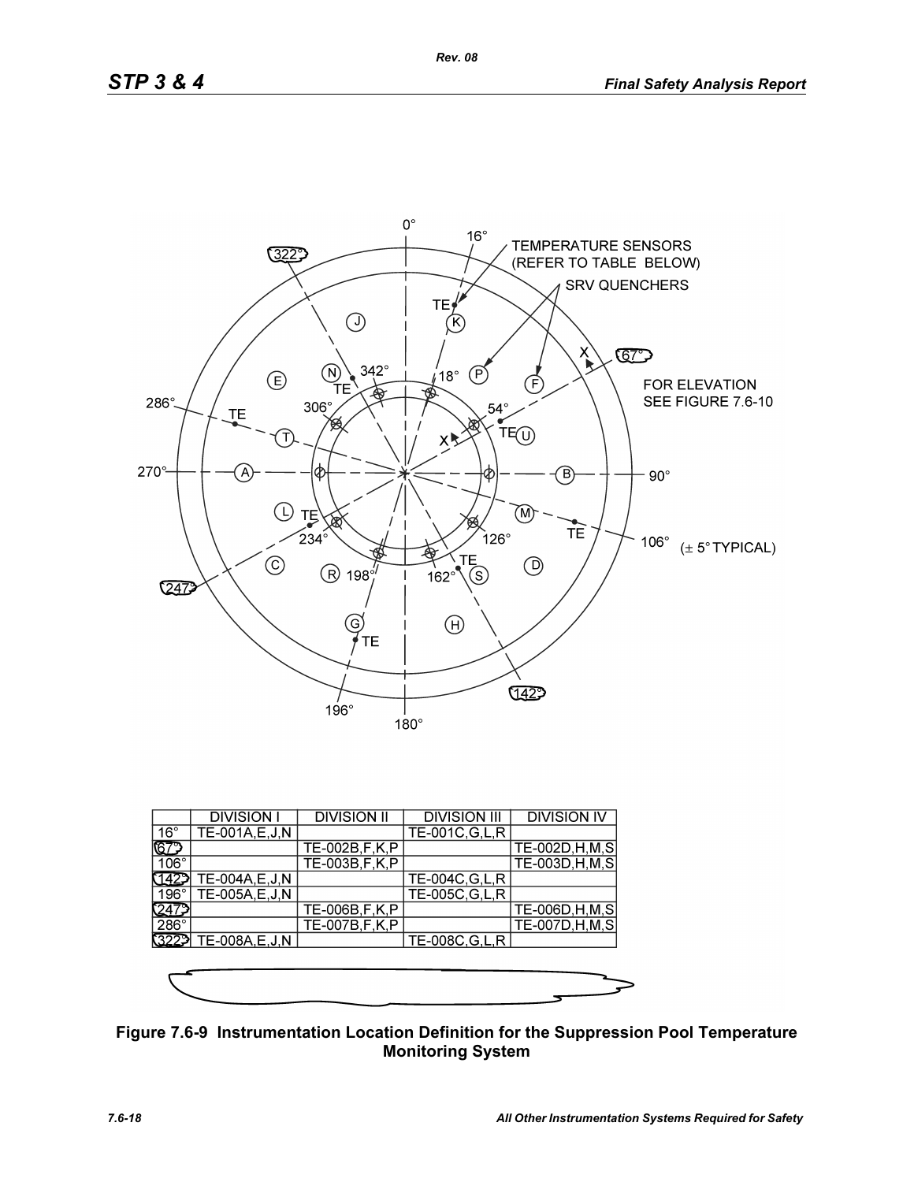| | DIVISION I | DIVISION II | DIVISION III | DIVISION IV |
|---|---|---|---|---|
| 16° | TE-001A,E,J,N | | TE-001C,G,L,R | |
| 67° | | TE-002B,F,K,P | | TE-002D,H,M,S |
| 106° | | TE-003B,F,K,P | | TE-003D,H,M,S |
| 142° | TE-004A,E,J,N | | TE-004C,G,L,R | |
| 196° | TE-005A,E,J,N | | TE-005C,G,L,R | |
| 247° | | TE-006B,F,K,P | | TE-006D,H,M,S |
| 286° | | TE-007B,F,K,P | | TE-007D,H,M,S |
| 322° | TE-008A,E,J,N | | TE-008C,G,L,R | |

**Figure 7.6-9 Instrumentation Location Definition for the Suppression Pool Temperature Monitoring System**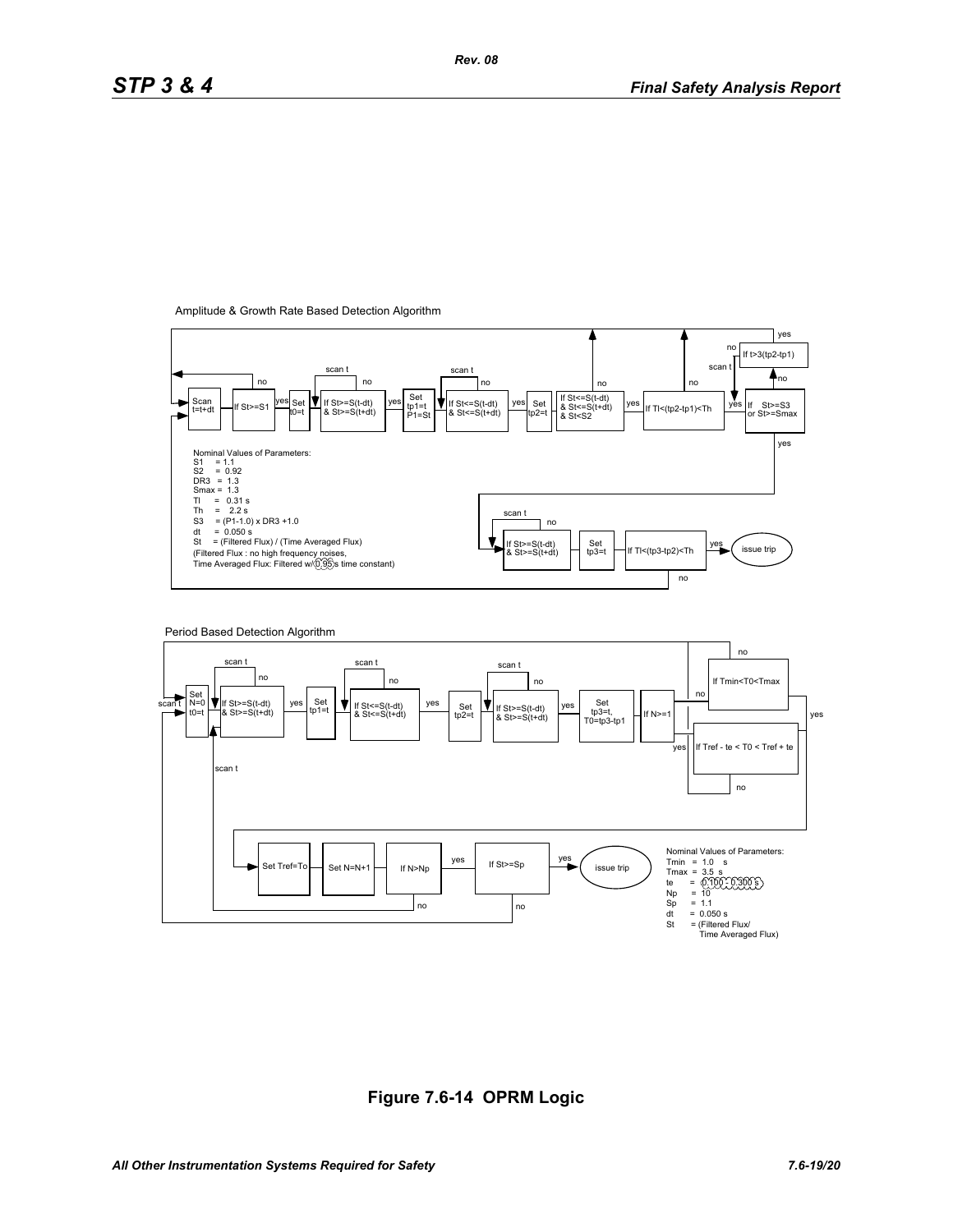Amplitude & Growth Rate Based Detection Algorithm

Scan t=t+dt

If St>=S1

yes

no

Set t0=t

If St>=S(t-dt) & St>=S(t+dt)

scan t

no

yes

Set tp1=t P1=St

If St<=S(t-dt) & St<=S(t+dt)

scan t

no

yes

Set tp2=t

If St<=S(t-dt) & St<=S(t+dt) & St<S2

no

yes

If Tl<(tp2-tp1)<Th

no

yes

If St>=S3 or St>=Smax

no

If t>3(tp2-tp1)

scan t

yes

yes

If St>=S(t-dt) & St>=S(t+dt)

scan t

no

Set tp3=t

If Tl<(tp3-tp2)<Th

yes

issue trip

no

Nominal Values of Parameters:
S1 = 1.1
S2 = 0.92
DR3 = 1.3
Smax = 1.3
Tl = 0.31 s
Th = 2.2 s
S3 = (P1-1.0) x DR3 +1.0
dt = 0.050 s
St = (Filtered Flux) / (Time Averaged Flux)
(Filtered Flux : no high frequency noises,
Time Averaged Flux: Filtered w/ 0.95 s time constant)

Period Based Detection Algorithm

scan t

Set N=0 t0=t

If St>=S(t-dt) & St>=S(t+dt)

scan t

no

yes

Set tp1=t

If St<=S(t-dt) & St<=S(t+dt)

scan t

no

yes

Set tp2=t

If St>=S(t-dt) & St>=S(t+dt)

scan t

no

yes

Set tp3=t, T0=tp3-tp1

If N>=1

no

If Tmin<T0<Tmax

no

yes

If Tref - te < T0 < Tref + te

yes

no

scan t

Set Tref=To

Set N=N+1

If N>Np

yes

no

If St>=Sp

yes

no

issue trip

Nominal Values of Parameters:
Tmin = 1.0 s
Tmax = 3.5 s
te = 0.100 - 0.300 s
Np = 10
Sp = 1.1
dt = 0.050 s
St = (Filtered Flux/ Time Averaged Flux)

**Figure 7.6-14 OPRM Logic**